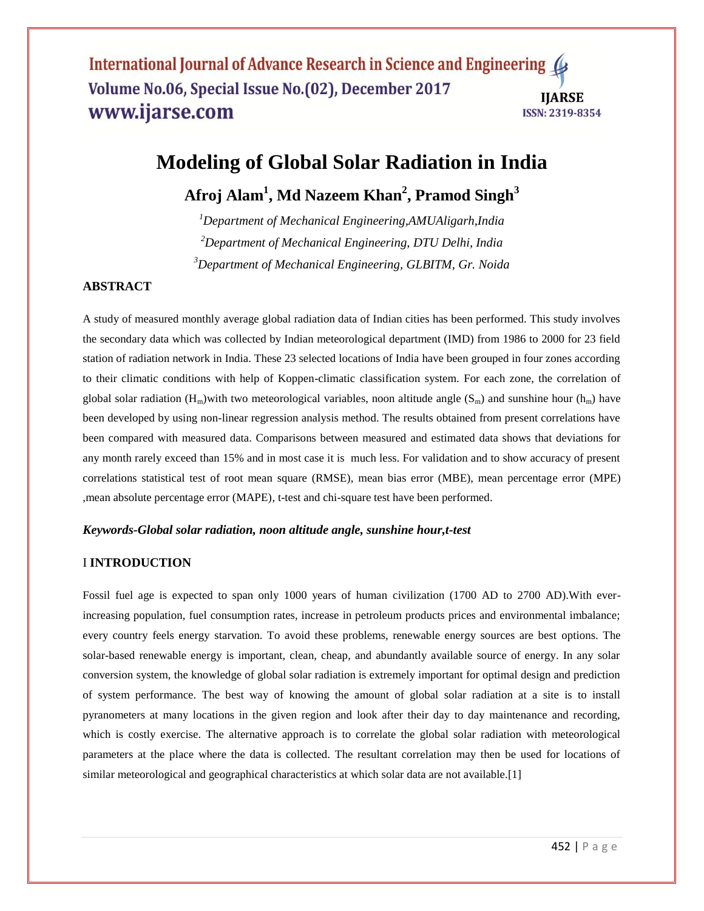# Modeling of Global Solar Radiation in India

**Afroj Alam[1], Md Nazeem Khan[2], Pramod Singh[3]**

*[1]Department of Mechanical Engineering,AMUAligarh,India*

*[2]Department of Mechanical Engineering, DTU Delhi, India*

*[3]Department of Mechanical Engineering, GLBITM, Gr. Noida*

## ABSTRACT

A study of measured monthly average global radiation data of Indian cities has been performed. This study involves the secondary data which was collected by Indian meteorological department (IMD) from 1986 to 2000 for 23 field station of radiation network in India. These 23 selected locations of India have been grouped in four zones according to their climatic conditions with help of Koppen-climatic classification system. For each zone, the correlation of global solar radiation ($H_m$)with two meteorological variables, noon altitude angle ($S_m$) and sunshine hour ($h_m$) have been developed by using non-linear regression analysis method. The results obtained from present correlations have been compared with measured data. Comparisons between measured and estimated data shows that deviations for any month rarely exceed than 15% and in most case it is much less. For validation and to show accuracy of present correlations statistical test of root mean square (RMSE), mean bias error (MBE), mean percentage error (MPE) ,mean absolute percentage error (MAPE), t-test and chi-square test have been performed.

***Keywords-Global solar radiation, noon altitude angle, sunshine hour,t-test***

## I INTRODUCTION

Fossil fuel age is expected to span only 1000 years of human civilization (1700 AD to 2700 AD).With ever-increasing population, fuel consumption rates, increase in petroleum products prices and environmental imbalance; every country feels energy starvation. To avoid these problems, renewable energy sources are best options. The solar-based renewable energy is important, clean, cheap, and abundantly available source of energy. In any solar conversion system, the knowledge of global solar radiation is extremely important for optimal design and prediction of system performance. The best way of knowing the amount of global solar radiation at a site is to install pyranometers at many locations in the given region and look after their day to day maintenance and recording, which is costly exercise. The alternative approach is to correlate the global solar radiation with meteorological parameters at the place where the data is collected. The resultant correlation may then be used for locations of similar meteorological and geographical characteristics at which solar data are not available.[1]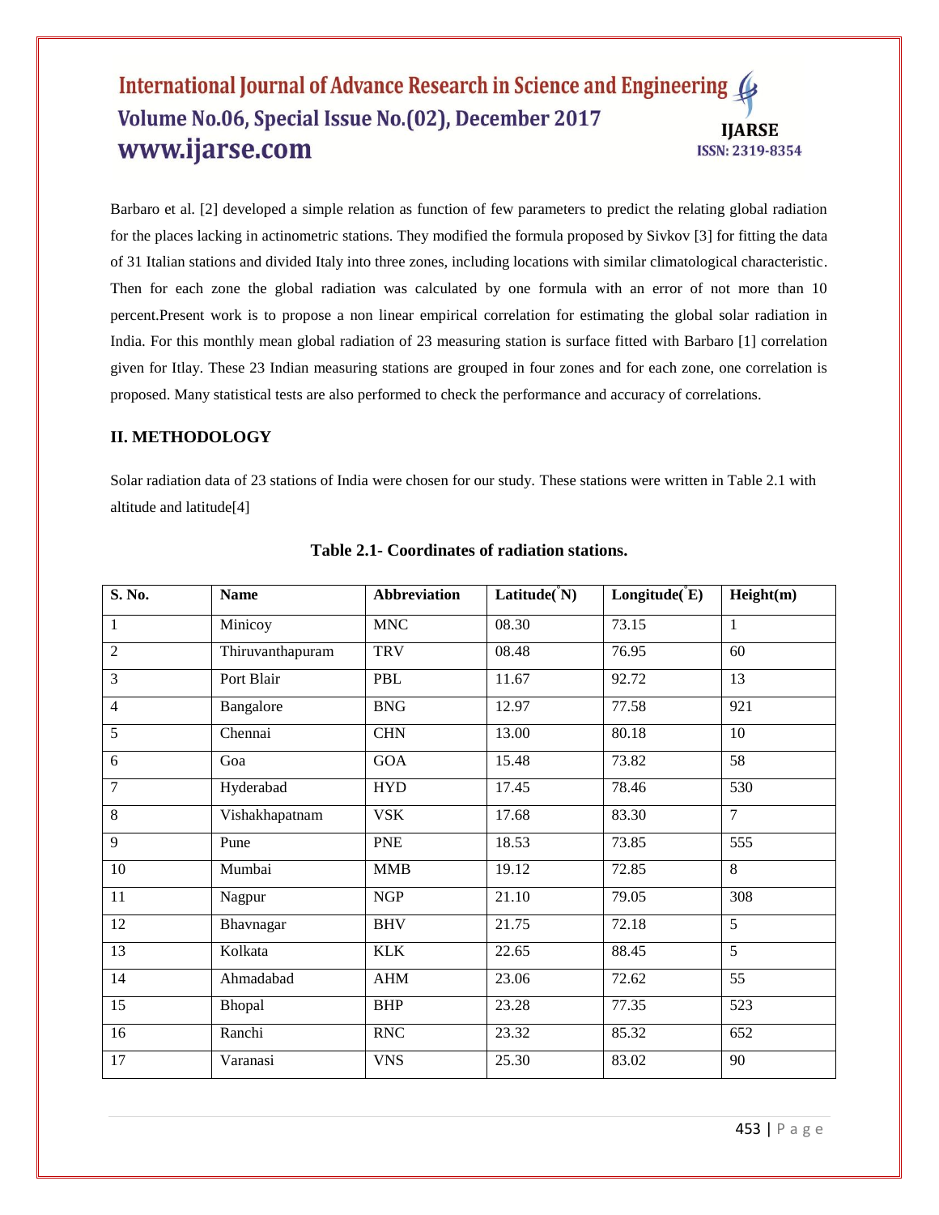Barbaro et al. [2] developed a simple relation as function of few parameters to predict the relating global radiation for the places lacking in actinometric stations. They modified the formula proposed by Sivkov [3] for fitting the data of 31 Italian stations and divided Italy into three zones, including locations with similar climatological characteristic. Then for each zone the global radiation was calculated by one formula with an error of not more than 10 percent.Present work is to propose a non linear empirical correlation for estimating the global solar radiation in India. For this monthly mean global radiation of 23 measuring station is surface fitted with Barbaro [1] correlation given for Itlay. These 23 Indian measuring stations are grouped in four zones and for each zone, one correlation is proposed. Many statistical tests are also performed to check the performance and accuracy of correlations.

## II. METHODOLOGY

Solar radiation data of 23 stations of India were chosen for our study. These stations were written in Table 2.1 with altitude and latitude[4]

**Table 2.1- Coordinates of radiation stations.**

| S. No. | Name | Abbreviation | Latitude(°N) | Longitude(°E) | Height(m) |
|---|---|---|---|---|---|
| 1 | Minicoy | MNC | 08.30 | 73.15 | 1 |
| 2 | Thiruvanthapuram | TRV | 08.48 | 76.95 | 60 |
| 3 | Port Blair | PBL | 11.67 | 92.72 | 13 |
| 4 | Bangalore | BNG | 12.97 | 77.58 | 921 |
| 5 | Chennai | CHN | 13.00 | 80.18 | 10 |
| 6 | Goa | GOA | 15.48 | 73.82 | 58 |
| 7 | Hyderabad | HYD | 17.45 | 78.46 | 530 |
| 8 | Vishakhapatnam | VSK | 17.68 | 83.30 | 7 |
| 9 | Pune | PNE | 18.53 | 73.85 | 555 |
| 10 | Mumbai | MMB | 19.12 | 72.85 | 8 |
| 11 | Nagpur | NGP | 21.10 | 79.05 | 308 |
| 12 | Bhavnagar | BHV | 21.75 | 72.18 | 5 |
| 13 | Kolkata | KLK | 22.65 | 88.45 | 5 |
| 14 | Ahmadabad | AHM | 23.06 | 72.62 | 55 |
| 15 | Bhopal | BHP | 23.28 | 77.35 | 523 |
| 16 | Ranchi | RNC | 23.32 | 85.32 | 652 |
| 17 | Varanasi | VNS | 25.30 | 83.02 | 90 |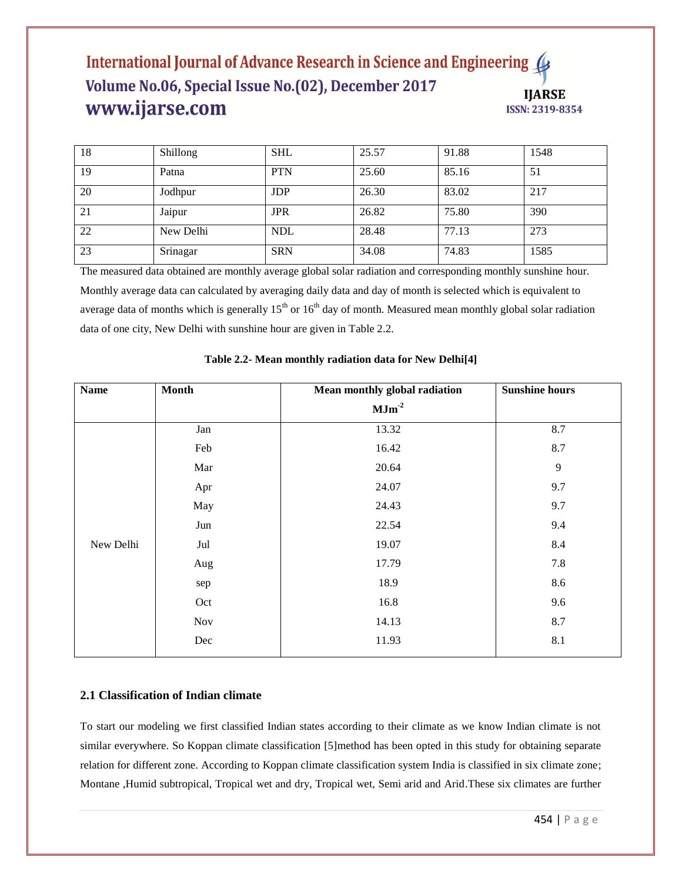| 18 | Shillong | SHL | 25.57 | 91.88 | 1548 |
|---|---|---|---|---|---|
| 19 | Patna | PTN | 25.60 | 85.16 | 51 |
| 20 | Jodhpur | JDP | 26.30 | 83.02 | 217 |
| 21 | Jaipur | JPR | 26.82 | 75.80 | 390 |
| 22 | New Delhi | NDL | 28.48 | 77.13 | 273 |
| 23 | Srinagar | SRN | 34.08 | 74.83 | 1585 |

The measured data obtained are monthly average global solar radiation and corresponding monthly sunshine hour. Monthly average data can calculated by averaging daily data and day of month is selected which is equivalent to average data of months which is generally 15th or 16th day of month. Measured mean monthly global solar radiation data of one city, New Delhi with sunshine hour are given in Table 2.2.

**Table 2.2- Mean monthly radiation data for New Delhi[4]**

| Name | Month | Mean monthly global radiation $MJm^{-2}$ | Sunshine hours |
|---|---|---|---|
| New Delhi | Jan | 13.32 | 8.7 |
| | Feb | 16.42 | 8.7 |
| | Mar | 20.64 | 9 |
| | Apr | 24.07 | 9.7 |
| | May | 24.43 | 9.7 |
| | Jun | 22.54 | 9.4 |
| | Jul | 19.07 | 8.4 |
| | Aug | 17.79 | 7.8 |
| | sep | 18.9 | 8.6 |
| | Oct | 16.8 | 9.6 |
| | Nov | 14.13 | 8.7 |
| | Dec | 11.93 | 8.1 |

### 2.1 Classification of Indian climate

To start our modeling we first classified Indian states according to their climate as we know Indian climate is not similar everywhere. So Koppan climate classification [5]method has been opted in this study for obtaining separate relation for different zone. According to Koppan climate classification system India is classified in six climate zone; Montane ,Humid subtropical, Tropical wet and dry, Tropical wet, Semi arid and Arid.These six climates are further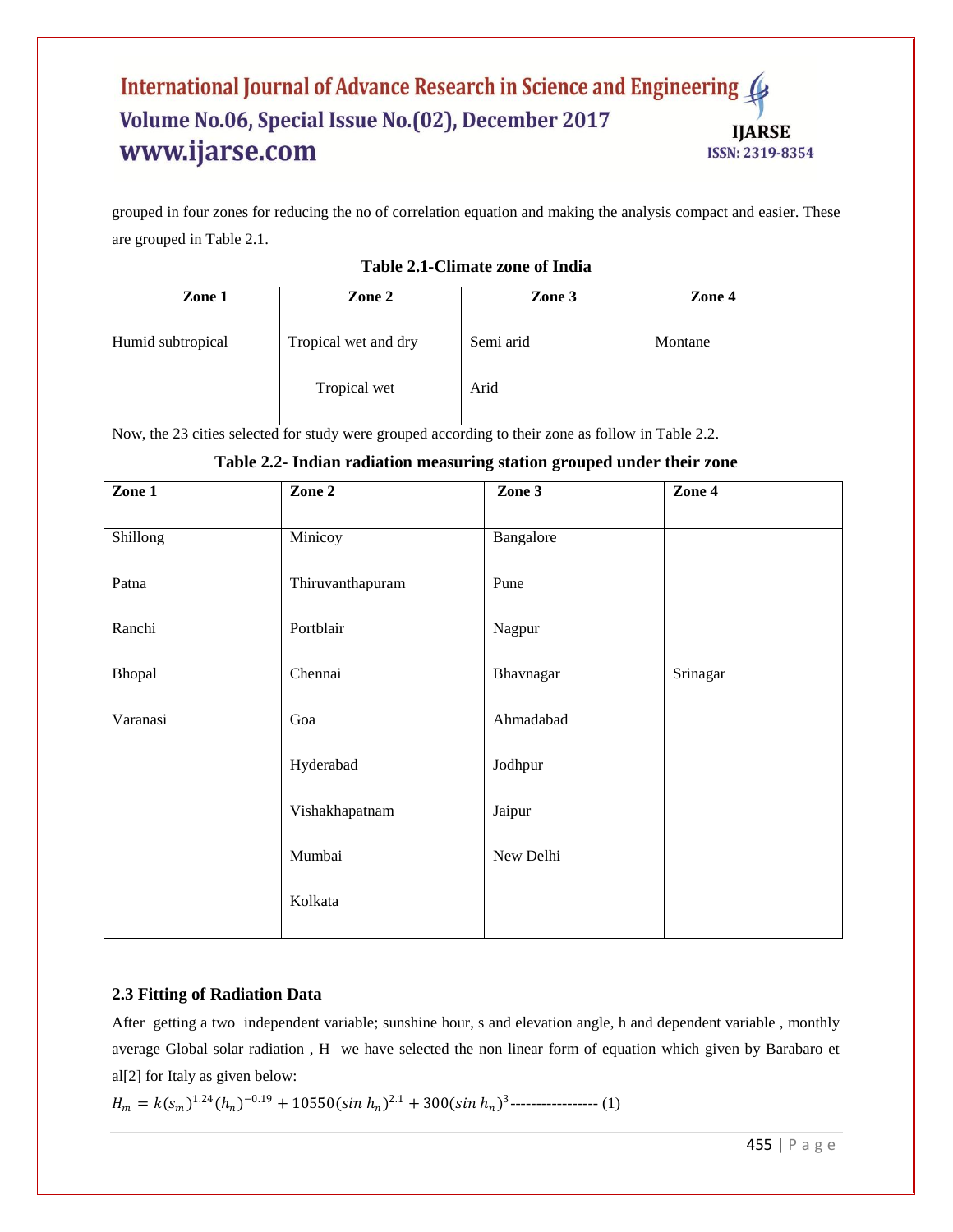grouped in four zones for reducing the no of correlation equation and making the analysis compact and easier. These are grouped in Table 2.1.

**Table 2.1-Climate zone of India**

| Zone 1 | Zone 2 | Zone 3 | Zone 4 |
|---|---|---|---|
| Humid subtropical | Tropical wet and dry | Semi arid | Montane |
| | Tropical wet | Arid | |

Now, the 23 cities selected for study were grouped according to their zone as follow in Table 2.2.

**Table 2.2- Indian radiation measuring station grouped under their zone**

| Zone 1 | Zone 2 | Zone 3 | Zone 4 |
|---|---|---|---|
| Shillong | Minicoy | Bangalore | |
| Patna | Thiruvanthapuram | Pune | |
| Ranchi | Portblair | Nagpur | |
| Bhopal | Chennai | Bhavnagar | Srinagar |
| Varanasi | Goa | Ahmadabad | |
| | Hyderabad | Jodhpur | |
| | Vishakhapatnam | Jaipur | |
| | Mumbai | New Delhi | |
| | Kolkata | | |

### 2.3 Fitting of Radiation Data

After getting a two independent variable; sunshine hour, s and elevation angle, h and dependent variable , monthly average Global solar radiation , H we have selected the non linear form of equation which given by Barabaro et al[2] for Italy as given below:

$$H_m = k(s_m)^{1.24}(h_n)^{-0.19} + 10550(\sin h_n)^{2.1} + 300(\sin h_n)^3 \text{ ----------------- (1)}$$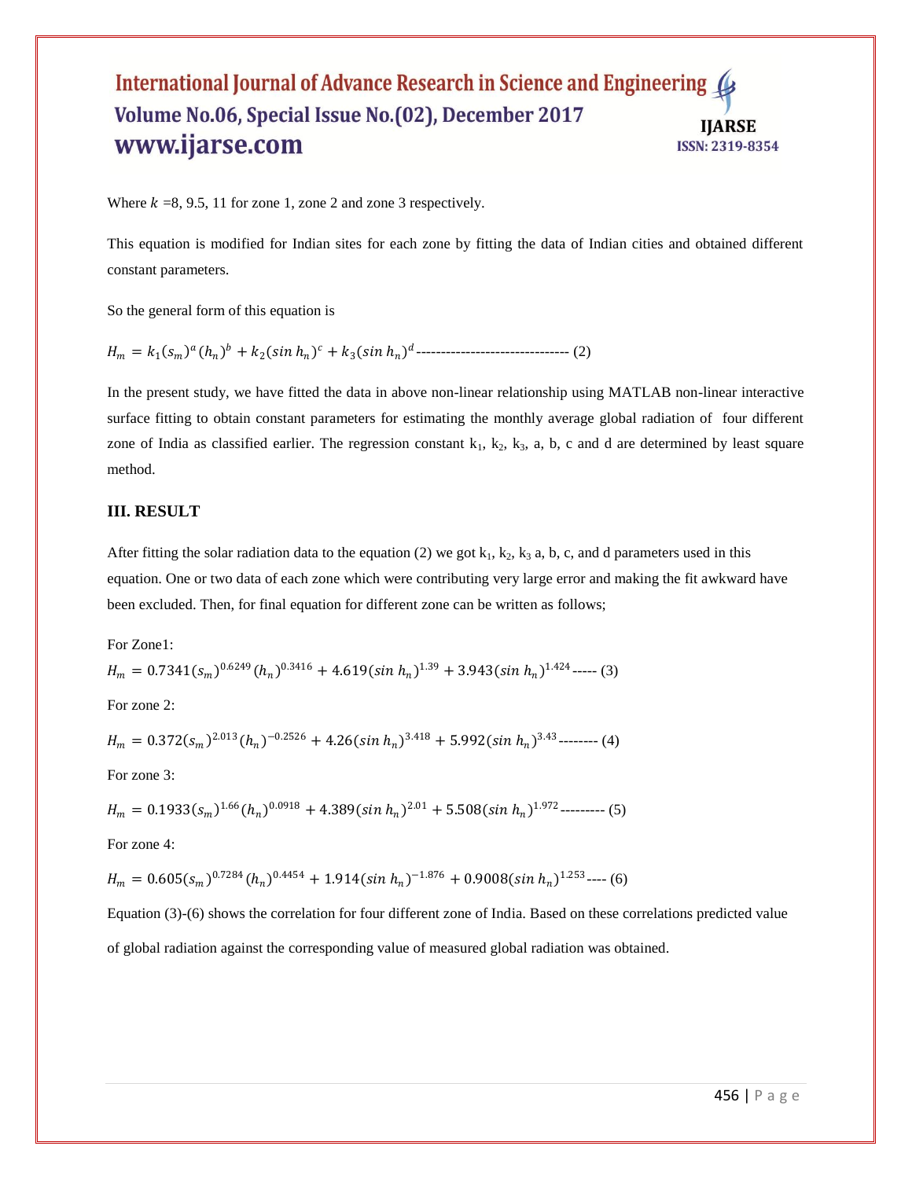Where $k$ =8, 9.5, 11 for zone 1, zone 2 and zone 3 respectively.

This equation is modified for Indian sites for each zone by fitting the data of Indian cities and obtained different constant parameters.

So the general form of this equation is

$$H_m = k_1(s_m)^a(h_n)^b + k_2(sin\ h_n)^c + k_3(sin\ h_n)^d \text{ ------------------------------- (2)}$$

In the present study, we have fitted the data in above non-linear relationship using MATLAB non-linear interactive surface fitting to obtain constant parameters for estimating the monthly average global radiation of four different zone of India as classified earlier. The regression constant $k_1$, $k_2$, $k_3$, a, b, c and d are determined by least square method.

### III. RESULT

After fitting the solar radiation data to the equation (2) we got $k_1$, $k_2$, $k_3$ a, b, c, and d parameters used in this equation. One or two data of each zone which were contributing very large error and making the fit awkward have been excluded. Then, for final equation for different zone can be written as follows;

For Zone1:

$$H_m = 0.7341(s_m)^{0.6249}(h_n)^{0.3416} + 4.619(sin\ h_n)^{1.39} + 3.943(sin\ h_n)^{1.424} \text{ ----- (3)}$$

For zone 2:

$$H_m = 0.372(s_m)^{2.013}(h_n)^{-0.2526} + 4.26(sin\ h_n)^{3.418} + 5.992(sin\ h_n)^{3.43} \text{ -------- (4)}$$

For zone 3:

$$H_m = 0.1933(s_m)^{1.66}(h_n)^{0.0918} + 4.389(sin\ h_n)^{2.01} + 5.508(sin\ h_n)^{1.972} \text{ --------- (5)}$$

For zone 4:

$$H_m = 0.605(s_m)^{0.7284}(h_n)^{0.4454} + 1.914(sin\ h_n)^{-1.876} + 0.9008(sin\ h_n)^{1.253} \text{ ---- (6)}$$

Equation (3)-(6) shows the correlation for four different zone of India. Based on these correlations predicted value of global radiation against the corresponding value of measured global radiation was obtained.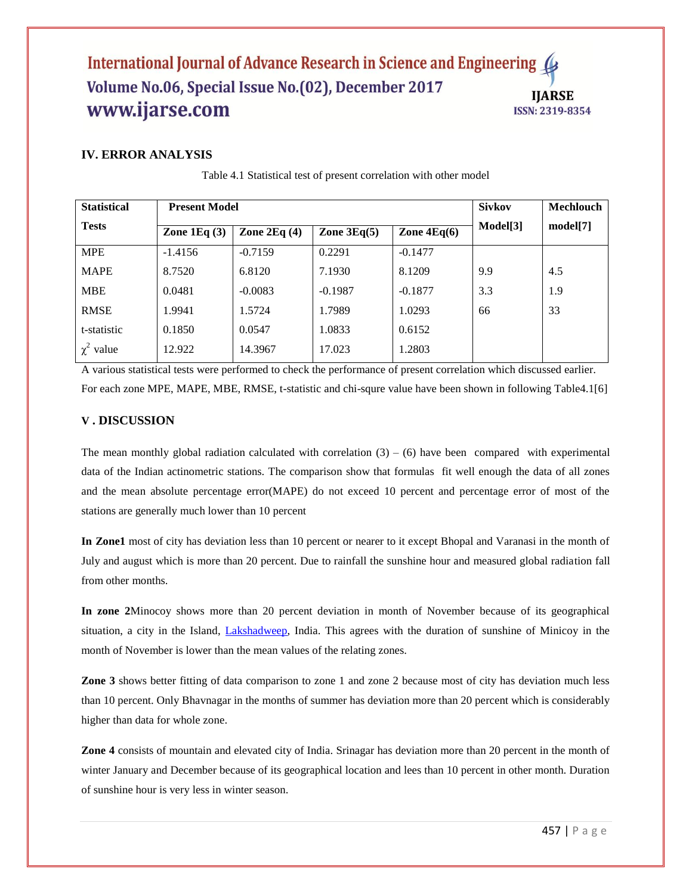## IV. ERROR ANALYSIS

Table 4.1 Statistical test of present correlation with other model

| Statistical Tests | Present Model | | | | Sivkov Model[3] | Mechlouch model[7] |
|---|---|---|---|---|---|---|
| | Zone 1Eq (3) | Zone 2Eq (4) | Zone 3Eq(5) | Zone 4Eq(6) | | |
| MPE | -1.4156 | -0.7159 | 0.2291 | -0.1477 | | |
| MAPE | 8.7520 | 6.8120 | 7.1930 | 8.1209 | 9.9 | 4.5 |
| MBE | 0.0481 | -0.0083 | -0.1987 | -0.1877 | 3.3 | 1.9 |
| RMSE | 1.9941 | 1.5724 | 1.7989 | 1.0293 | 66 | 33 |
| t-statistic | 0.1850 | 0.0547 | 1.0833 | 0.6152 | | |
| $\chi^2$ value | 12.922 | 14.3967 | 17.023 | 1.2803 | | |

A various statistical tests were performed to check the performance of present correlation which discussed earlier. For each zone MPE, MAPE, MBE, RMSE, t-statistic and chi-squre value have been shown in following Table4.1[6]

## V . DISCUSSION

The mean monthly global radiation calculated with correlation (3) – (6) have been compared with experimental data of the Indian actinometric stations. The comparison show that formulas fit well enough the data of all zones and the mean absolute percentage error(MAPE) do not exceed 10 percent and percentage error of most of the stations are generally much lower than 10 percent

**In Zone1** most of city has deviation less than 10 percent or nearer to it except Bhopal and Varanasi in the month of July and august which is more than 20 percent. Due to rainfall the sunshine hour and measured global radiation fall from other months.

**In zone 2**Minocoy shows more than 20 percent deviation in month of November because of its geographical situation, a city in the Island, Lakshadweep, India. This agrees with the duration of sunshine of Minicoy in the month of November is lower than the mean values of the relating zones.

**Zone 3** shows better fitting of data comparison to zone 1 and zone 2 because most of city has deviation much less than 10 percent. Only Bhavnagar in the months of summer has deviation more than 20 percent which is considerably higher than data for whole zone.

**Zone 4** consists of mountain and elevated city of India. Srinagar has deviation more than 20 percent in the month of winter January and December because of its geographical location and lees than 10 percent in other month. Duration of sunshine hour is very less in winter season.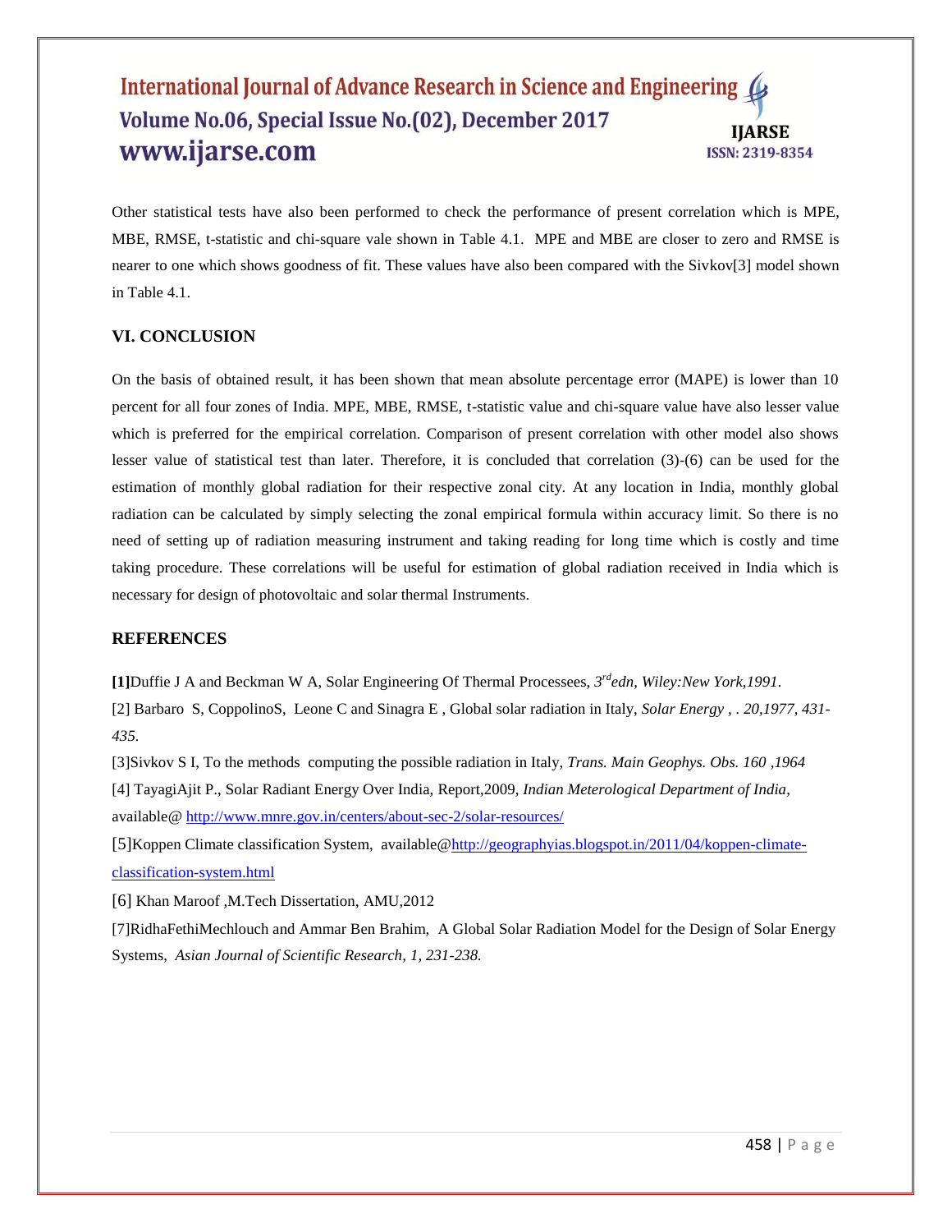Other statistical tests have also been performed to check the performance of present correlation which is MPE, MBE, RMSE, t-statistic and chi-square vale shown in Table 4.1. MPE and MBE are closer to zero and RMSE is nearer to one which shows goodness of fit. These values have also been compared with the Sivkov[3] model shown in Table 4.1.

## VI. CONCLUSION

On the basis of obtained result, it has been shown that mean absolute percentage error (MAPE) is lower than 10 percent for all four zones of India. MPE, MBE, RMSE, t-statistic value and chi-square value have also lesser value which is preferred for the empirical correlation. Comparison of present correlation with other model also shows lesser value of statistical test than later. Therefore, it is concluded that correlation (3)-(6) can be used for the estimation of monthly global radiation for their respective zonal city. At any location in India, monthly global radiation can be calculated by simply selecting the zonal empirical formula within accuracy limit. So there is no need of setting up of radiation measuring instrument and taking reading for long time which is costly and time taking procedure. These correlations will be useful for estimation of global radiation received in India which is necessary for design of photovoltaic and solar thermal Instruments.

## REFERENCES

**[1]**Duffie J A and Beckman W A, Solar Engineering Of Thermal Processees, *3rd edn, Wiley:New York,1991*.

[2] Barbaro S, CoppolinoS, Leone C and Sinagra E , Global solar radiation in Italy, *Solar Energy , . 20,1977, 431-435.*

[3]Sivkov S I, To the methods computing the possible radiation in Italy, *Trans. Main Geophys. Obs. 160 ,1964*

[4] TayagiAjit P., Solar Radiant Energy Over India, Report,2009, *Indian Meterological Department of India*, available@ http://www.mnre.gov.in/centers/about-sec-2/solar-resources/

[5]Koppen Climate classification System, available@http://geographyias.blogspot.in/2011/04/koppen-climate-classification-system.html

[6] Khan Maroof ,M.Tech Dissertation, AMU,2012

[7]RidhaFethiMechlouch and Ammar Ben Brahim, A Global Solar Radiation Model for the Design of Solar Energy Systems, *Asian Journal of Scientific Research, 1, 231-238.*